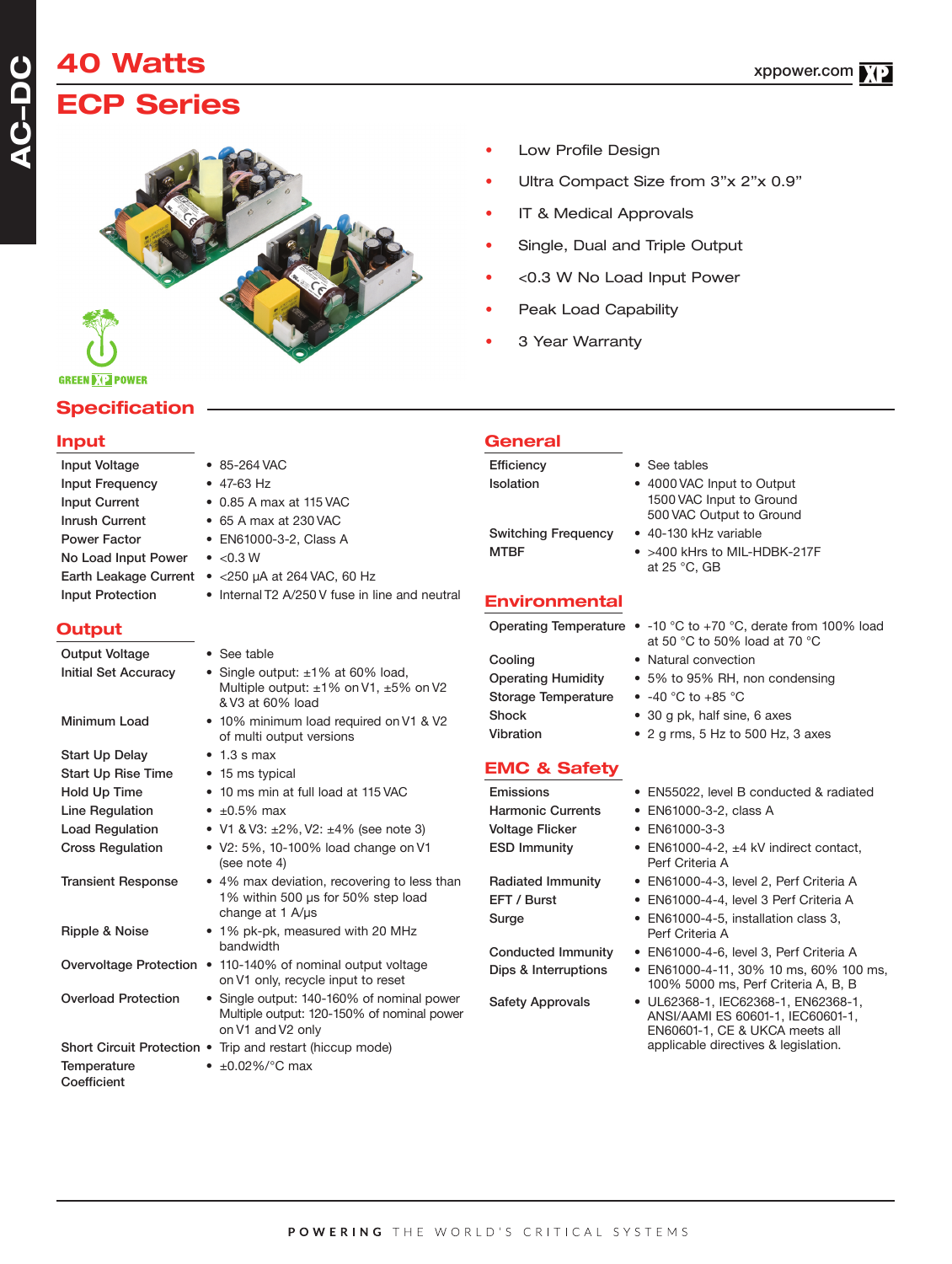# 40 Watts

# ECP Series

- Low Profile Design
- Ultra Compact Size from 3"x 2"x 0.9"
- IT & Medical Approvals
- Single, Dual and Triple Output
- <0.3 W No Load Input Power
- Peak Load Capability
- 3 Year Warranty

## Specification

### Input

| | |
|---|---|
| Input Voltage | • 85-264 VAC |
| Input Frequency | • 47-63 Hz |
| Input Current | • 0.85 A max at 115 VAC |
| Inrush Current | • 65 A max at 230 VAC |
| Power Factor | • EN61000-3-2, Class A |
| No Load Input Power | • <0.3 W |
| Earth Leakage Current | • <250 µA at 264 VAC, 60 Hz |
| Input Protection | • Internal T2 A/250 V fuse in line and neutral |

### Output

| | |
|---|---|
| Output Voltage | • See table |
| Initial Set Accuracy | • Single output: ±1% at 60% load, Multiple output: ±1% on V1, ±5% on V2 & V3 at 60% load |
| Minimum Load | • 10% minimum load required on V1 & V2 of multi output versions |
| Start Up Delay | • 1.3 s max |
| Start Up Rise Time | • 15 ms typical |
| Hold Up Time | • 10 ms min at full load at 115 VAC |
| Line Regulation | • ±0.5% max |
| Load Regulation | • V1 & V3: ±2%, V2: ±4% (see note 3) |
| Cross Regulation | • V2: 5%, 10-100% load change on V1 (see note 4) |
| Transient Response | • 4% max deviation, recovering to less than 1% within 500 µs for 50% step load change at 1 A/µs |
| Ripple & Noise | • 1% pk-pk, measured with 20 MHz bandwidth |
| Overvoltage Protection | • 110-140% of nominal output voltage on V1 only, recycle input to reset |
| Overload Protection | • Single output: 140-160% of nominal power Multiple output: 120-150% of nominal power on V1 and V2 only |
| Short Circuit Protection | • Trip and restart (hiccup mode) |
| Temperature Coefficient | • ±0.02%/°C max |

### General

| | |
|---|---|
| Efficiency | • See tables |
| Isolation | • 4000 VAC Input to Output 1500 VAC Input to Ground 500 VAC Output to Ground |
| Switching Frequency | • 40-130 kHz variable |
| MTBF | • >400 kHrs to MIL-HDBK-217F at 25 °C, GB |

### Environmental

| | |
|---|---|
| Operating Temperature | • -10 °C to +70 °C, derate from 100% load at 50 °C to 50% load at 70 °C |
| Cooling | • Natural convection |
| Operating Humidity | • 5% to 95% RH, non condensing |
| Storage Temperature | • -40 °C to +85 °C |
| Shock | • 30 g pk, half sine, 6 axes |
| Vibration | • 2 g rms, 5 Hz to 500 Hz, 3 axes |

### EMC & Safety

| | |
|---|---|
| Emissions | • EN55022, level B conducted & radiated |
| Harmonic Currents | • EN61000-3-2, class A |
| Voltage Flicker | • EN61000-3-3 |
| ESD Immunity | • EN61000-4-2, ±4 kV indirect contact, Perf Criteria A |
| Radiated Immunity | • EN61000-4-3, level 2, Perf Criteria A |
| EFT / Burst | • EN61000-4-4, level 3 Perf Criteria A |
| Surge | • EN61000-4-5, installation class 3, Perf Criteria A |
| Conducted Immunity | • EN61000-4-6, level 3, Perf Criteria A |
| Dips & Interruptions | • EN61000-4-11, 30% 10 ms, 60% 100 ms, 100% 5000 ms, Perf Criteria A, B, B |
| Safety Approvals | • UL62368-1, IEC62368-1, EN62368-1, ANSI/AAMI ES 60601-1, IEC60601-1, EN60601-1, CE & UKCA meets all applicable directives & legislation. |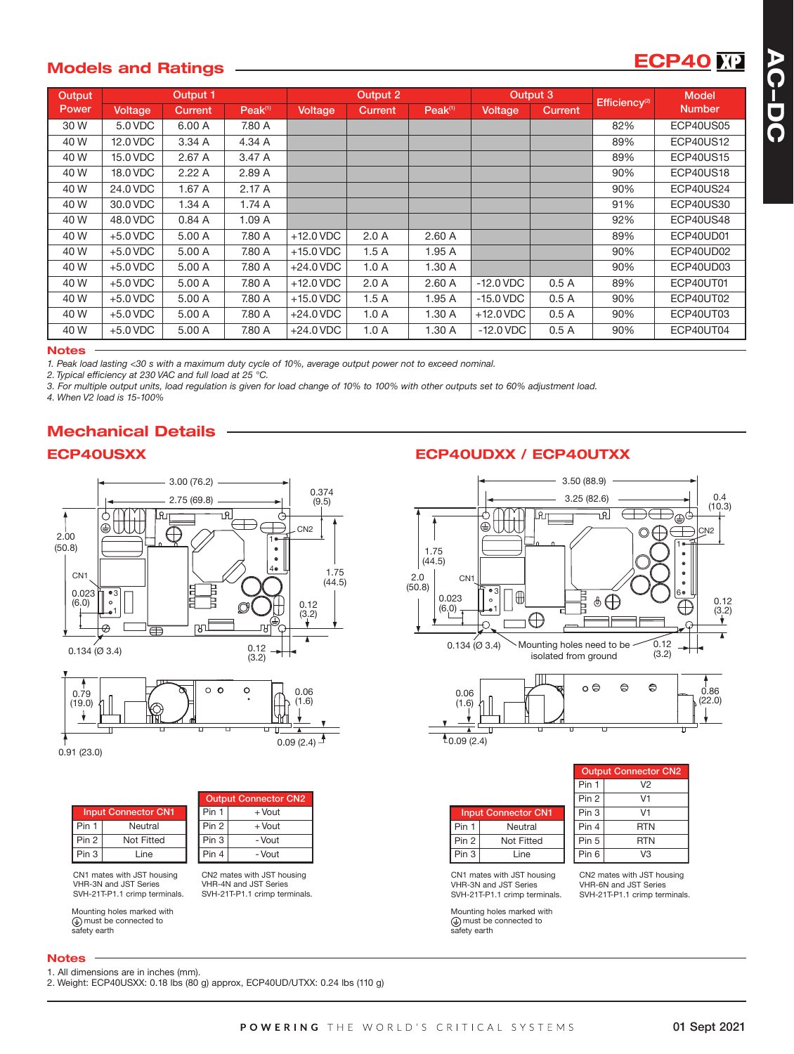## Models and Ratings

**ECP40 XP**

| Output Power | Output 1 | | | Output 2 | | | Output 3 | | Efficiency[2] | Model Number |
|---|---|---|---|---|---|---|---|---|---|---|
| | Voltage | Current | Peak[1] | Voltage | Current | Peak[1] | Voltage | Current | | |
| 30 W | 5.0 VDC | 6.00 A | 7.80 A | | | | | | 82% | ECP40US05 |
| 40 W | 12.0 VDC | 3.34 A | 4.34 A | | | | | | 89% | ECP40US12 |
| 40 W | 15.0 VDC | 2.67 A | 3.47 A | | | | | | 89% | ECP40US15 |
| 40 W | 18.0 VDC | 2.22 A | 2.89 A | | | | | | 90% | ECP40US18 |
| 40 W | 24.0 VDC | 1.67 A | 2.17 A | | | | | | 90% | ECP40US24 |
| 40 W | 30.0 VDC | 1.34 A | 1.74 A | | | | | | 91% | ECP40US30 |
| 40 W | 48.0 VDC | 0.84 A | 1.09 A | | | | | | 92% | ECP40US48 |
| 40 W | +5.0 VDC | 5.00 A | 7.80 A | +12.0 VDC | 2.0 A | 2.60 A | | | 89% | ECP40UD01 |
| 40 W | +5.0 VDC | 5.00 A | 7.80 A | +15.0 VDC | 1.5 A | 1.95 A | | | 90% | ECP40UD02 |
| 40 W | +5.0 VDC | 5.00 A | 7.80 A | +24.0 VDC | 1.0 A | 1.30 A | | | 90% | ECP40UD03 |
| 40 W | +5.0 VDC | 5.00 A | 7.80 A | +12.0 VDC | 2.0 A | 2.60 A | -12.0 VDC | 0.5 A | 89% | ECP40UT01 |
| 40 W | +5.0 VDC | 5.00 A | 7.80 A | +15.0 VDC | 1.5 A | 1.95 A | -15.0 VDC | 0.5 A | 90% | ECP40UT02 |
| 40 W | +5.0 VDC | 5.00 A | 7.80 A | +24.0 VDC | 1.0 A | 1.30 A | +12.0 VDC | 0.5 A | 90% | ECP40UT03 |
| 40 W | +5.0 VDC | 5.00 A | 7.80 A | +24.0 VDC | 1.0 A | 1.30 A | -12.0 VDC | 0.5 A | 90% | ECP40UT04 |

### Notes

*1. Peak load lasting <30 s with a maximum duty cycle of 10%, average output power not to exceed nominal.*
*2. Typical efficiency at 230 VAC and full load at 25 °C.*
*3. For multiple output units, load regulation is given for load change of 10% to 100% with other outputs set to 60% adjustment load.*
*4. When V2 load is 15-100%*

## Mechanical Details

### ECP40USXX

3.00 (76.2)
2.75 (69.8)
0.374 (9.5)
2.00 (50.8)
CN2
CN1
1.75 (44.5)
0.023 (6.0)
0.12 (3.2)
0.134 (Ø 3.4)
0.12 (3.2)
0.79 (19.0)
0.06 (1.6)
0.09 (2.4)
0.91 (23.0)

| Input Connector CN1 | |
|---|---|
| Pin 1 | Neutral |
| Pin 2 | Not Fitted |
| Pin 3 | Line |

CN1 mates with JST housing VHR-3N and JST Series SVH-21T-P1.1 crimp terminals.

| Output Connector CN2 | |
|---|---|
| Pin 1 | +Vout |
| Pin 2 | +Vout |
| Pin 3 | -Vout |
| Pin 4 | -Vout |

CN2 mates with JST housing VHR-4N and JST Series SVH-21T-P1.1 crimp terminals.

Mounting holes marked with ⏚ must be connected to safety earth

### ECP40UDXX / ECP40UTXX

3.50 (88.9)
3.25 (82.6)
0.4 (10.3)
CN2
1.75 (44.5)
2.0 (50.8)
CN1
0.023 (6.0)
0.12 (3.2)
0.134 (Ø 3.4)
Mounting holes need to be isolated from ground
0.12 (3.2)
0.06 (1.6)
0.86 (22.0)
0.09 (2.4)

| Input Connector CN1 | |
|---|---|
| Pin 1 | Neutral |
| Pin 2 | Not Fitted |
| Pin 3 | Line |

CN1 mates with JST housing VHR-3N and JST Series SVH-21T-P1.1 crimp terminals.

| Output Connector CN2 | |
|---|---|
| Pin 1 | V2 |
| Pin 2 | V1 |
| Pin 3 | V1 |
| Pin 4 | RTN |
| Pin 5 | RTN |
| Pin 6 | V3 |

CN2 mates with JST housing VHR-6N and JST Series SVH-21T-P1.1 crimp terminals.

Mounting holes marked with ⏚ must be connected to safety earth

### Notes

1. All dimensions are in inches (mm).
2. Weight: ECP40USXX: 0.18 lbs (80 g) approx, ECP40UD/UTXX: 0.24 lbs (110 g)

01 Sept 2021